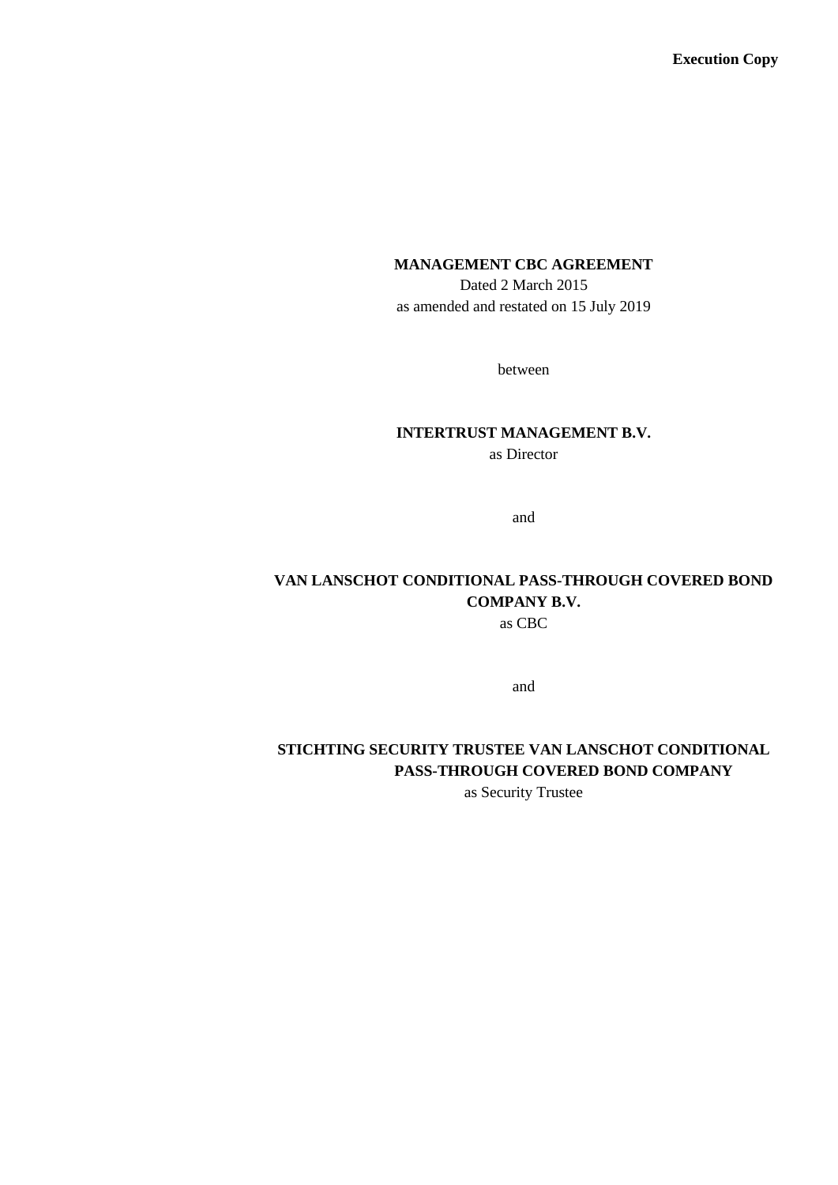**Execution Copy**

# MANAGEMENT CBC AGREEMENT

Dated 2 March 2015

as amended and restated on 15 July 2019

between

**INTERTRUST MANAGEMENT B.V.**

as Director

and

**VAN LANSCHOT CONDITIONAL PASS-THROUGH COVERED BOND COMPANY B.V.**

as CBC

and

**STICHTING SECURITY TRUSTEE VAN LANSCHOT CONDITIONAL PASS-THROUGH COVERED BOND COMPANY**

as Security Trustee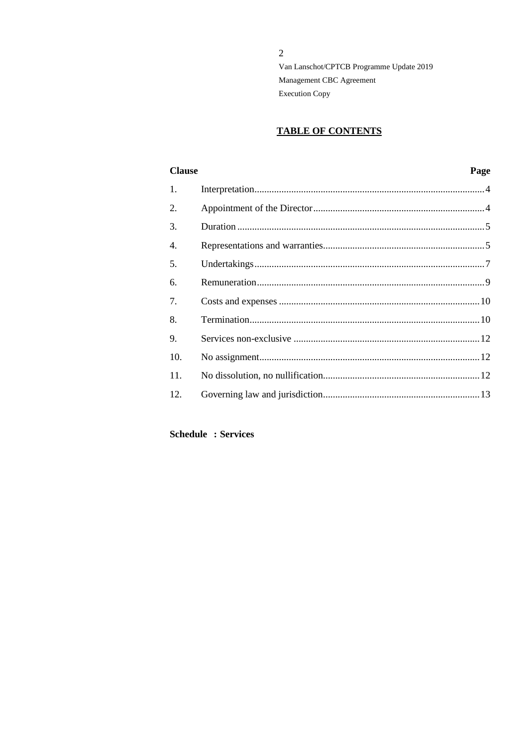# TABLE OF CONTENTS

| Clause | | Page |
|---|---|---|
| 1. | Interpretation | 4 |
| 2. | Appointment of the Director | 4 |
| 3. | Duration | 5 |
| 4. | Representations and warranties | 5 |
| 5. | Undertakings | 7 |
| 6. | Remuneration | 9 |
| 7. | Costs and expenses | 10 |
| 8. | Termination | 10 |
| 9. | Services non-exclusive | 12 |
| 10. | No assignment | 12 |
| 11. | No dissolution, no nullification | 12 |
| 12. | Governing law and jurisdiction | 13 |

**Schedule : Services**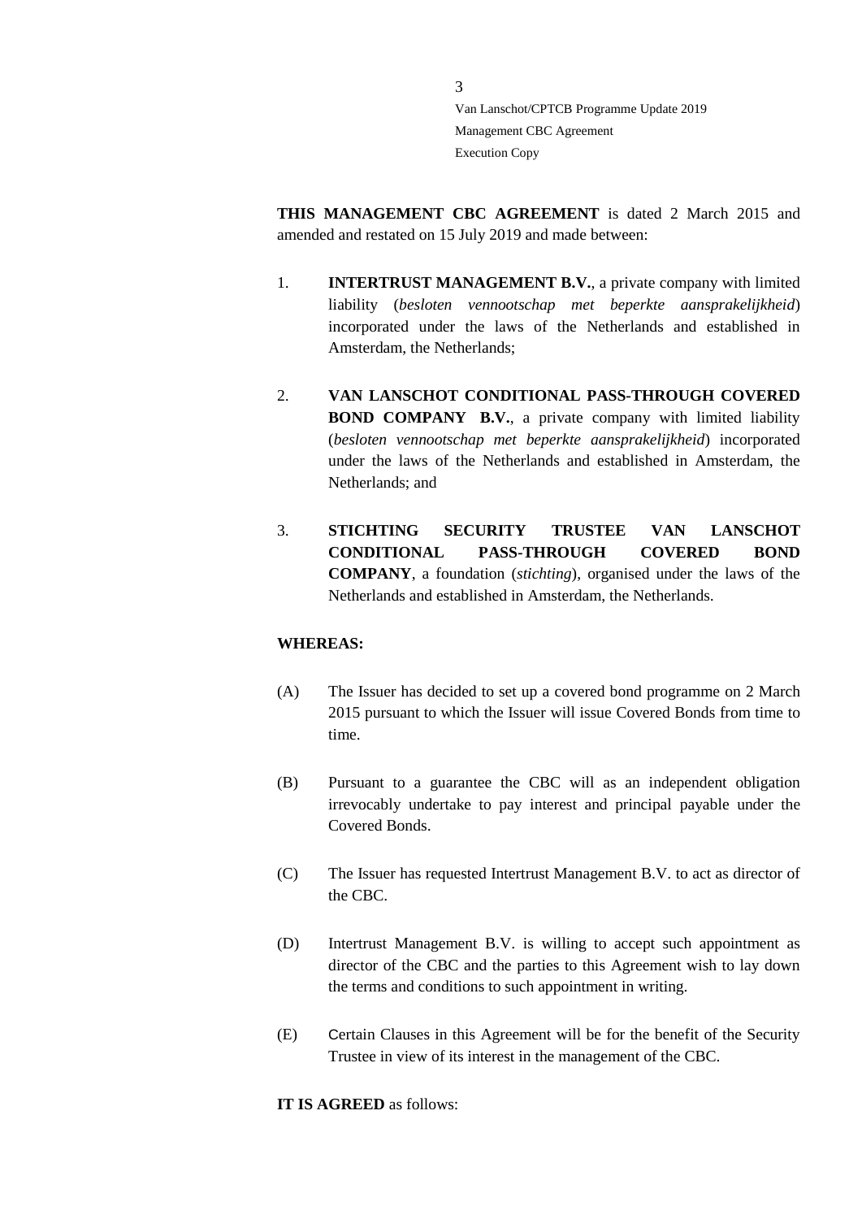**THIS MANAGEMENT CBC AGREEMENT** is dated 2 March 2015 and amended and restated on 15 July 2019 and made between:

1. **INTERTRUST MANAGEMENT B.V.**, a private company with limited liability (*besloten vennootschap met beperkte aansprakelijkheid*) incorporated under the laws of the Netherlands and established in Amsterdam, the Netherlands;

2. **VAN LANSCHOT CONDITIONAL PASS-THROUGH COVERED BOND COMPANY B.V.**, a private company with limited liability (*besloten vennootschap met beperkte aansprakelijkheid*) incorporated under the laws of the Netherlands and established in Amsterdam, the Netherlands; and

3. **STICHTING SECURITY TRUSTEE VAN LANSCHOT CONDITIONAL PASS-THROUGH COVERED BOND COMPANY**, a foundation (*stichting*), organised under the laws of the Netherlands and established in Amsterdam, the Netherlands.

**WHEREAS:**

(A) The Issuer has decided to set up a covered bond programme on 2 March 2015 pursuant to which the Issuer will issue Covered Bonds from time to time.

(B) Pursuant to a guarantee the CBC will as an independent obligation irrevocably undertake to pay interest and principal payable under the Covered Bonds.

(C) The Issuer has requested Intertrust Management B.V. to act as director of the CBC.

(D) Intertrust Management B.V. is willing to accept such appointment as director of the CBC and the parties to this Agreement wish to lay down the terms and conditions to such appointment in writing.

(E) Certain Clauses in this Agreement will be for the benefit of the Security Trustee in view of its interest in the management of the CBC.

**IT IS AGREED** as follows: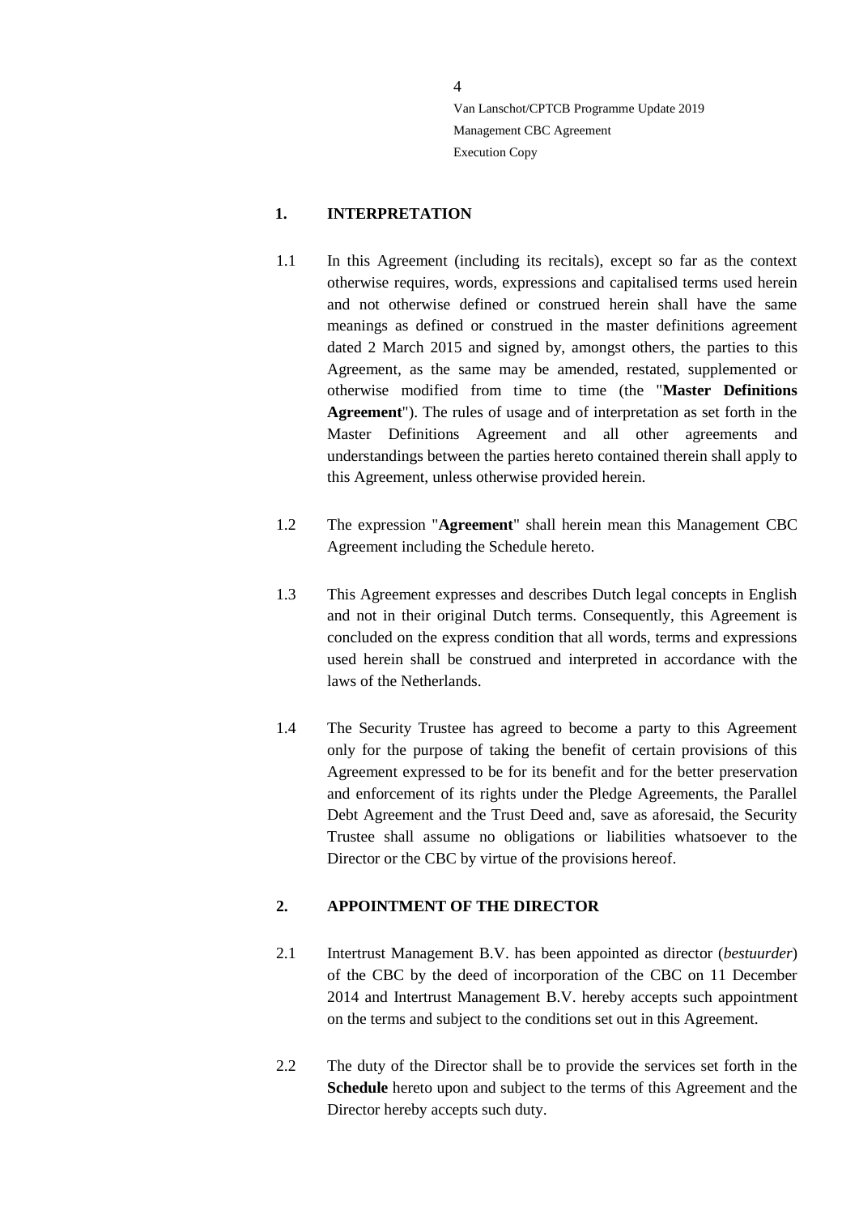## 1. INTERPRETATION

1.1 In this Agreement (including its recitals), except so far as the context otherwise requires, words, expressions and capitalised terms used herein and not otherwise defined or construed herein shall have the same meanings as defined or construed in the master definitions agreement dated 2 March 2015 and signed by, amongst others, the parties to this Agreement, as the same may be amended, restated, supplemented or otherwise modified from time to time (the "**Master Definitions Agreement**"). The rules of usage and of interpretation as set forth in the Master Definitions Agreement and all other agreements and understandings between the parties hereto contained therein shall apply to this Agreement, unless otherwise provided herein.

1.2 The expression "**Agreement**" shall herein mean this Management CBC Agreement including the Schedule hereto.

1.3 This Agreement expresses and describes Dutch legal concepts in English and not in their original Dutch terms. Consequently, this Agreement is concluded on the express condition that all words, terms and expressions used herein shall be construed and interpreted in accordance with the laws of the Netherlands.

1.4 The Security Trustee has agreed to become a party to this Agreement only for the purpose of taking the benefit of certain provisions of this Agreement expressed to be for its benefit and for the better preservation and enforcement of its rights under the Pledge Agreements, the Parallel Debt Agreement and the Trust Deed and, save as aforesaid, the Security Trustee shall assume no obligations or liabilities whatsoever to the Director or the CBC by virtue of the provisions hereof.

## 2. APPOINTMENT OF THE DIRECTOR

2.1 Intertrust Management B.V. has been appointed as director (*bestuurder*) of the CBC by the deed of incorporation of the CBC on 11 December 2014 and Intertrust Management B.V. hereby accepts such appointment on the terms and subject to the conditions set out in this Agreement.

2.2 The duty of the Director shall be to provide the services set forth in the **Schedule** hereto upon and subject to the terms of this Agreement and the Director hereby accepts such duty.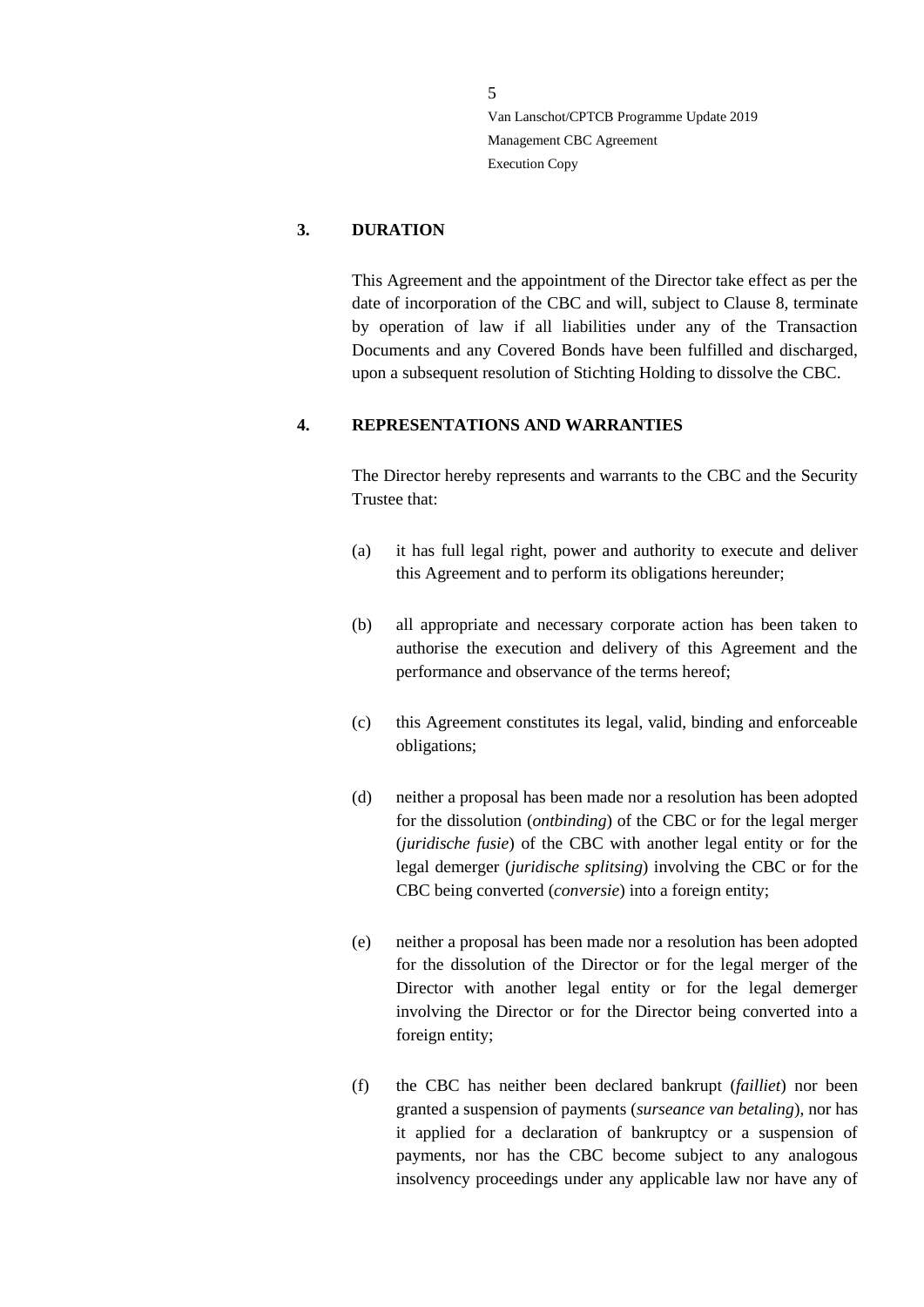## 3. DURATION

This Agreement and the appointment of the Director take effect as per the date of incorporation of the CBC and will, subject to Clause 8, terminate by operation of law if all liabilities under any of the Transaction Documents and any Covered Bonds have been fulfilled and discharged, upon a subsequent resolution of Stichting Holding to dissolve the CBC.

## 4. REPRESENTATIONS AND WARRANTIES

The Director hereby represents and warrants to the CBC and the Security Trustee that:

(a) it has full legal right, power and authority to execute and deliver this Agreement and to perform its obligations hereunder;

(b) all appropriate and necessary corporate action has been taken to authorise the execution and delivery of this Agreement and the performance and observance of the terms hereof;

(c) this Agreement constitutes its legal, valid, binding and enforceable obligations;

(d) neither a proposal has been made nor a resolution has been adopted for the dissolution (*ontbinding*) of the CBC or for the legal merger (*juridische fusie*) of the CBC with another legal entity or for the legal demerger (*juridische splitsing*) involving the CBC or for the CBC being converted (*conversie*) into a foreign entity;

(e) neither a proposal has been made nor a resolution has been adopted for the dissolution of the Director or for the legal merger of the Director with another legal entity or for the legal demerger involving the Director or for the Director being converted into a foreign entity;

(f) the CBC has neither been declared bankrupt (*failliet*) nor been granted a suspension of payments (*surseance van betaling*), nor has it applied for a declaration of bankruptcy or a suspension of payments, nor has the CBC become subject to any analogous insolvency proceedings under any applicable law nor have any of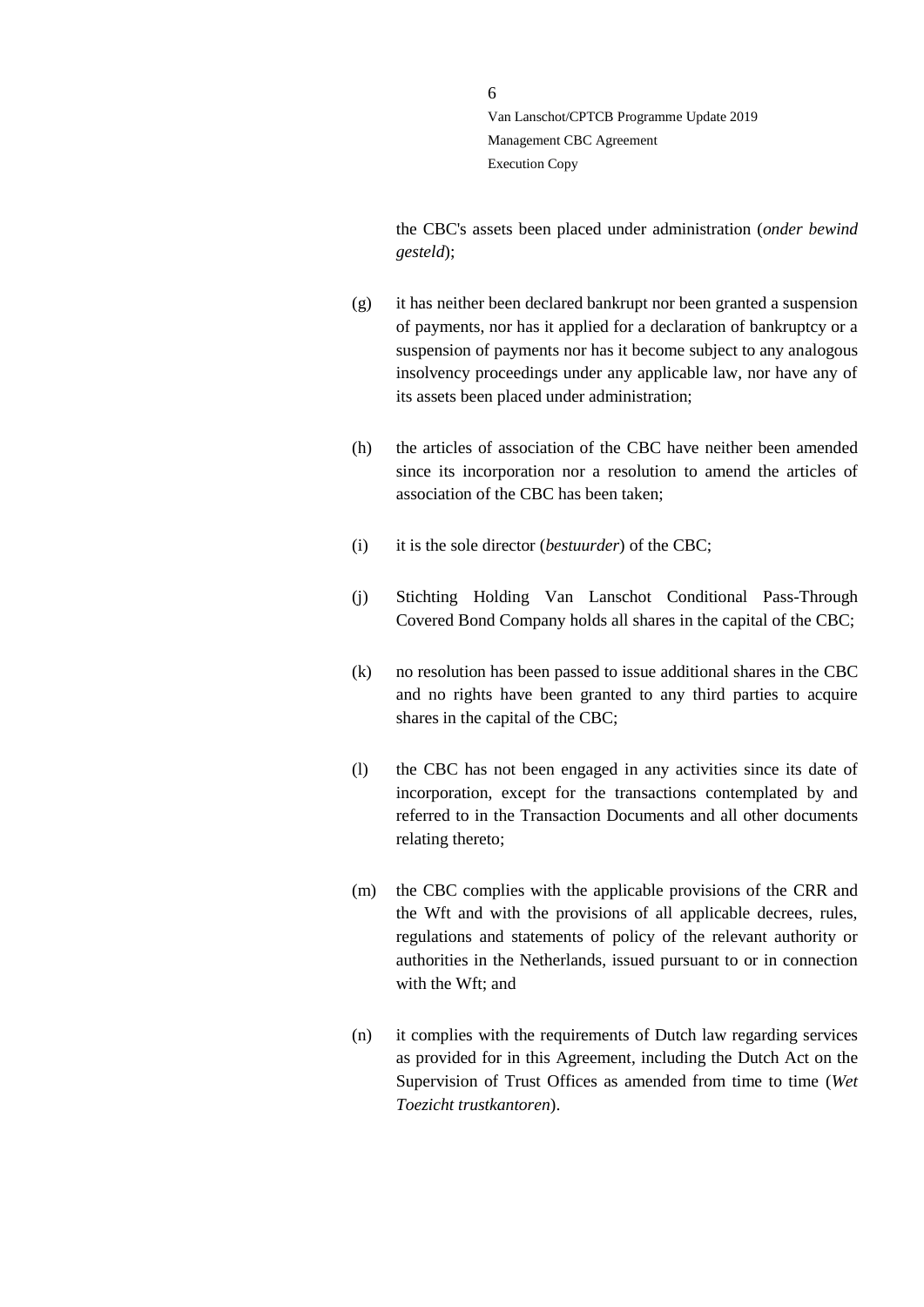the CBC's assets been placed under administration (*onder bewind gesteld*);

(g) it has neither been declared bankrupt nor been granted a suspension of payments, nor has it applied for a declaration of bankruptcy or a suspension of payments nor has it become subject to any analogous insolvency proceedings under any applicable law, nor have any of its assets been placed under administration;

(h) the articles of association of the CBC have neither been amended since its incorporation nor a resolution to amend the articles of association of the CBC has been taken;

(i) it is the sole director (*bestuurder*) of the CBC;

(j) Stichting Holding Van Lanschot Conditional Pass-Through Covered Bond Company holds all shares in the capital of the CBC;

(k) no resolution has been passed to issue additional shares in the CBC and no rights have been granted to any third parties to acquire shares in the capital of the CBC;

(l) the CBC has not been engaged in any activities since its date of incorporation, except for the transactions contemplated by and referred to in the Transaction Documents and all other documents relating thereto;

(m) the CBC complies with the applicable provisions of the CRR and the Wft and with the provisions of all applicable decrees, rules, regulations and statements of policy of the relevant authority or authorities in the Netherlands, issued pursuant to or in connection with the Wft; and

(n) it complies with the requirements of Dutch law regarding services as provided for in this Agreement, including the Dutch Act on the Supervision of Trust Offices as amended from time to time (*Wet Toezicht trustkantoren*).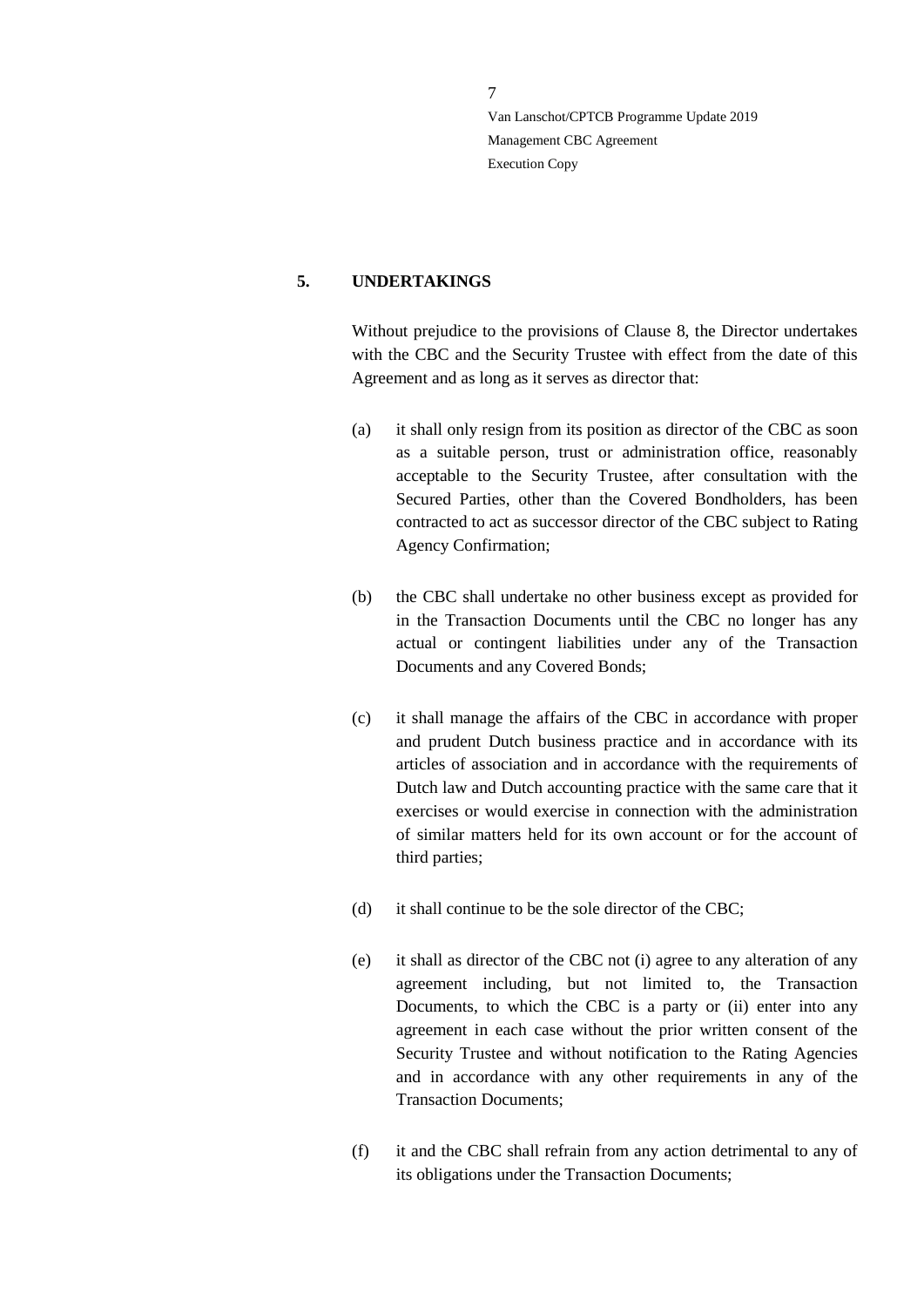## 5. UNDERTAKINGS

Without prejudice to the provisions of Clause 8, the Director undertakes with the CBC and the Security Trustee with effect from the date of this Agreement and as long as it serves as director that:

(a) it shall only resign from its position as director of the CBC as soon as a suitable person, trust or administration office, reasonably acceptable to the Security Trustee, after consultation with the Secured Parties, other than the Covered Bondholders, has been contracted to act as successor director of the CBC subject to Rating Agency Confirmation;

(b) the CBC shall undertake no other business except as provided for in the Transaction Documents until the CBC no longer has any actual or contingent liabilities under any of the Transaction Documents and any Covered Bonds;

(c) it shall manage the affairs of the CBC in accordance with proper and prudent Dutch business practice and in accordance with its articles of association and in accordance with the requirements of Dutch law and Dutch accounting practice with the same care that it exercises or would exercise in connection with the administration of similar matters held for its own account or for the account of third parties;

(d) it shall continue to be the sole director of the CBC;

(e) it shall as director of the CBC not (i) agree to any alteration of any agreement including, but not limited to, the Transaction Documents, to which the CBC is a party or (ii) enter into any agreement in each case without the prior written consent of the Security Trustee and without notification to the Rating Agencies and in accordance with any other requirements in any of the Transaction Documents;

(f) it and the CBC shall refrain from any action detrimental to any of its obligations under the Transaction Documents;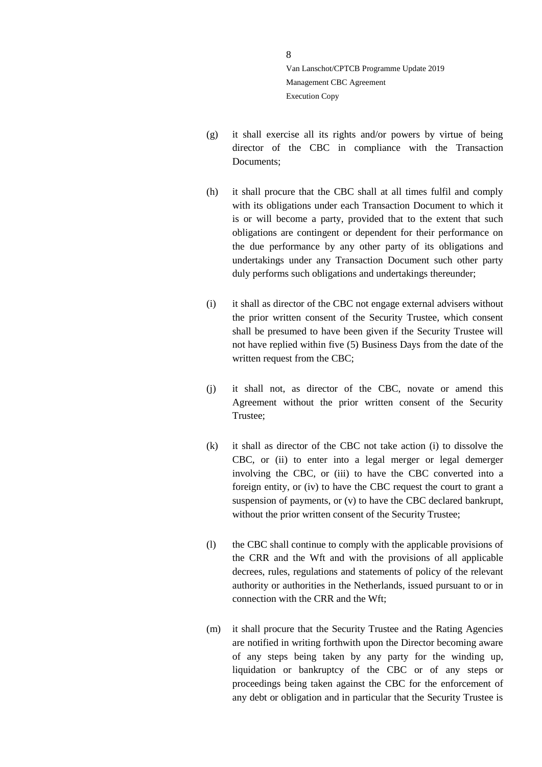(g) it shall exercise all its rights and/or powers by virtue of being director of the CBC in compliance with the Transaction Documents;

(h) it shall procure that the CBC shall at all times fulfil and comply with its obligations under each Transaction Document to which it is or will become a party, provided that to the extent that such obligations are contingent or dependent for their performance on the due performance by any other party of its obligations and undertakings under any Transaction Document such other party duly performs such obligations and undertakings thereunder;

(i) it shall as director of the CBC not engage external advisers without the prior written consent of the Security Trustee, which consent shall be presumed to have been given if the Security Trustee will not have replied within five (5) Business Days from the date of the written request from the CBC;

(j) it shall not, as director of the CBC, novate or amend this Agreement without the prior written consent of the Security Trustee;

(k) it shall as director of the CBC not take action (i) to dissolve the CBC, or (ii) to enter into a legal merger or legal demerger involving the CBC, or (iii) to have the CBC converted into a foreign entity, or (iv) to have the CBC request the court to grant a suspension of payments, or (v) to have the CBC declared bankrupt, without the prior written consent of the Security Trustee;

(l) the CBC shall continue to comply with the applicable provisions of the CRR and the Wft and with the provisions of all applicable decrees, rules, regulations and statements of policy of the relevant authority or authorities in the Netherlands, issued pursuant to or in connection with the CRR and the Wft;

(m) it shall procure that the Security Trustee and the Rating Agencies are notified in writing forthwith upon the Director becoming aware of any steps being taken by any party for the winding up, liquidation or bankruptcy of the CBC or of any steps or proceedings being taken against the CBC for the enforcement of any debt or obligation and in particular that the Security Trustee is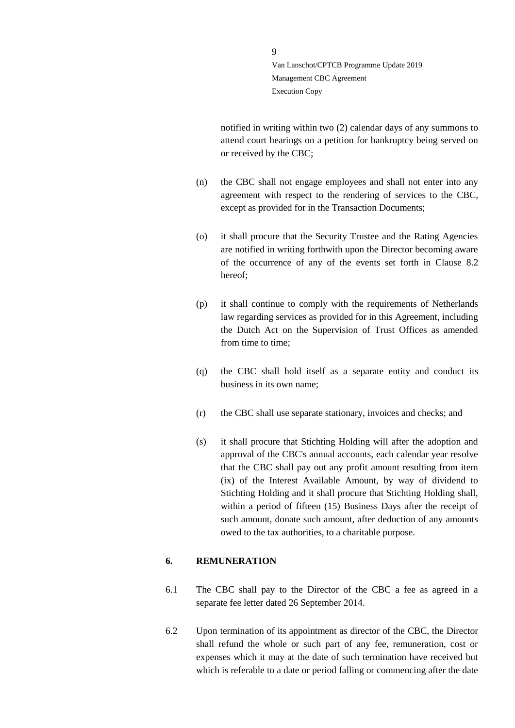notified in writing within two (2) calendar days of any summons to attend court hearings on a petition for bankruptcy being served on or received by the CBC;

(n) the CBC shall not engage employees and shall not enter into any agreement with respect to the rendering of services to the CBC, except as provided for in the Transaction Documents;

(o) it shall procure that the Security Trustee and the Rating Agencies are notified in writing forthwith upon the Director becoming aware of the occurrence of any of the events set forth in Clause 8.2 hereof;

(p) it shall continue to comply with the requirements of Netherlands law regarding services as provided for in this Agreement, including the Dutch Act on the Supervision of Trust Offices as amended from time to time;

(q) the CBC shall hold itself as a separate entity and conduct its business in its own name;

(r) the CBC shall use separate stationary, invoices and checks; and

(s) it shall procure that Stichting Holding will after the adoption and approval of the CBC's annual accounts, each calendar year resolve that the CBC shall pay out any profit amount resulting from item (ix) of the Interest Available Amount, by way of dividend to Stichting Holding and it shall procure that Stichting Holding shall, within a period of fifteen (15) Business Days after the receipt of such amount, donate such amount, after deduction of any amounts owed to the tax authorities, to a charitable purpose.

## 6. REMUNERATION

6.1 The CBC shall pay to the Director of the CBC a fee as agreed in a separate fee letter dated 26 September 2014.

6.2 Upon termination of its appointment as director of the CBC, the Director shall refund the whole or such part of any fee, remuneration, cost or expenses which it may at the date of such termination have received but which is referable to a date or period falling or commencing after the date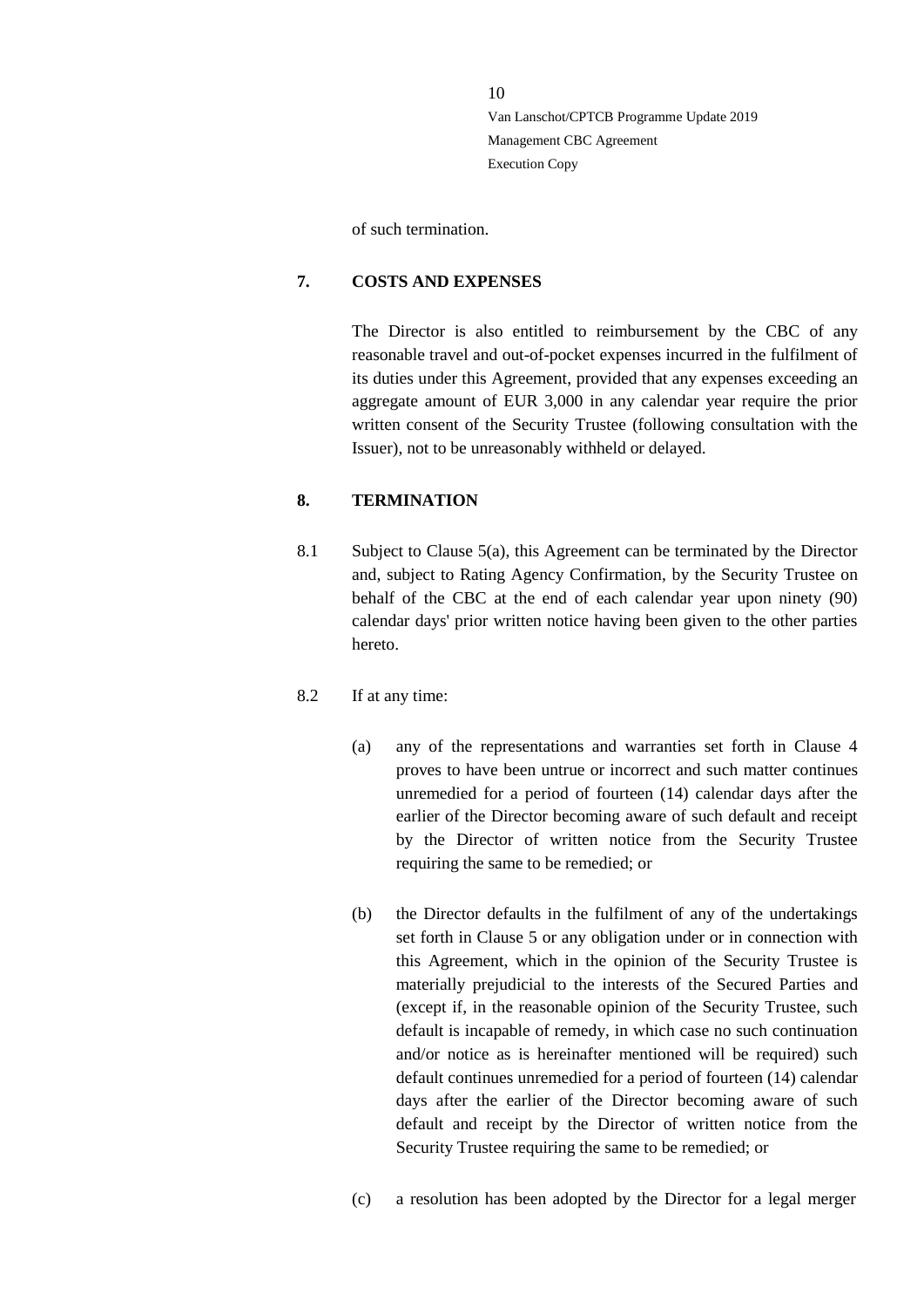of such termination.

## 7. COSTS AND EXPENSES

The Director is also entitled to reimbursement by the CBC of any reasonable travel and out-of-pocket expenses incurred in the fulfilment of its duties under this Agreement, provided that any expenses exceeding an aggregate amount of EUR 3,000 in any calendar year require the prior written consent of the Security Trustee (following consultation with the Issuer), not to be unreasonably withheld or delayed.

## 8. TERMINATION

8.1 Subject to Clause 5(a), this Agreement can be terminated by the Director and, subject to Rating Agency Confirmation, by the Security Trustee on behalf of the CBC at the end of each calendar year upon ninety (90) calendar days' prior written notice having been given to the other parties hereto.

8.2 If at any time:

(a) any of the representations and warranties set forth in Clause 4 proves to have been untrue or incorrect and such matter continues unremedied for a period of fourteen (14) calendar days after the earlier of the Director becoming aware of such default and receipt by the Director of written notice from the Security Trustee requiring the same to be remedied; or

(b) the Director defaults in the fulfilment of any of the undertakings set forth in Clause 5 or any obligation under or in connection with this Agreement, which in the opinion of the Security Trustee is materially prejudicial to the interests of the Secured Parties and (except if, in the reasonable opinion of the Security Trustee, such default is incapable of remedy, in which case no such continuation and/or notice as is hereinafter mentioned will be required) such default continues unremedied for a period of fourteen (14) calendar days after the earlier of the Director becoming aware of such default and receipt by the Director of written notice from the Security Trustee requiring the same to be remedied; or

(c) a resolution has been adopted by the Director for a legal merger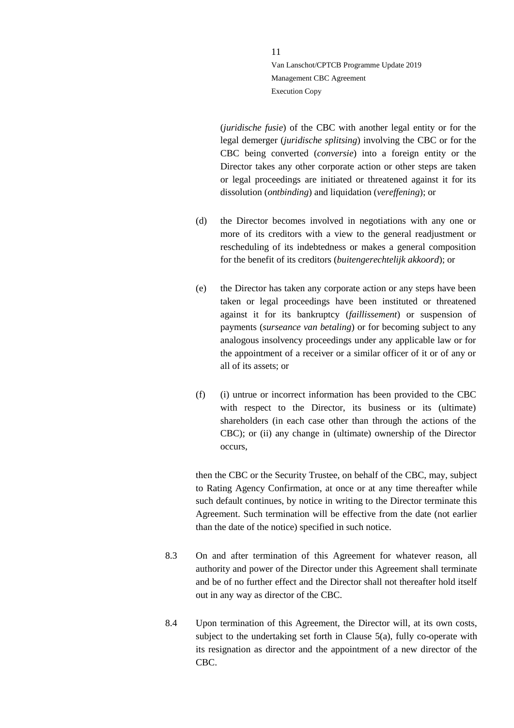(*juridische fusie*) of the CBC with another legal entity or for the legal demerger (*juridische splitsing*) involving the CBC or for the CBC being converted (*conversie*) into a foreign entity or the Director takes any other corporate action or other steps are taken or legal proceedings are initiated or threatened against it for its dissolution (*ontbinding*) and liquidation (*vereffening*); or

(d) the Director becomes involved in negotiations with any one or more of its creditors with a view to the general readjustment or rescheduling of its indebtedness or makes a general composition for the benefit of its creditors (*buitengerechtelijk akkoord*); or

(e) the Director has taken any corporate action or any steps have been taken or legal proceedings have been instituted or threatened against it for its bankruptcy (*faillissement*) or suspension of payments (*surseance van betaling*) or for becoming subject to any analogous insolvency proceedings under any applicable law or for the appointment of a receiver or a similar officer of it or of any or all of its assets; or

(f) (i) untrue or incorrect information has been provided to the CBC with respect to the Director, its business or its (ultimate) shareholders (in each case other than through the actions of the CBC); or (ii) any change in (ultimate) ownership of the Director occurs,

then the CBC or the Security Trustee, on behalf of the CBC, may, subject to Rating Agency Confirmation, at once or at any time thereafter while such default continues, by notice in writing to the Director terminate this Agreement. Such termination will be effective from the date (not earlier than the date of the notice) specified in such notice.

8.3 On and after termination of this Agreement for whatever reason, all authority and power of the Director under this Agreement shall terminate and be of no further effect and the Director shall not thereafter hold itself out in any way as director of the CBC.

8.4 Upon termination of this Agreement, the Director will, at its own costs, subject to the undertaking set forth in Clause 5(a), fully co-operate with its resignation as director and the appointment of a new director of the CBC.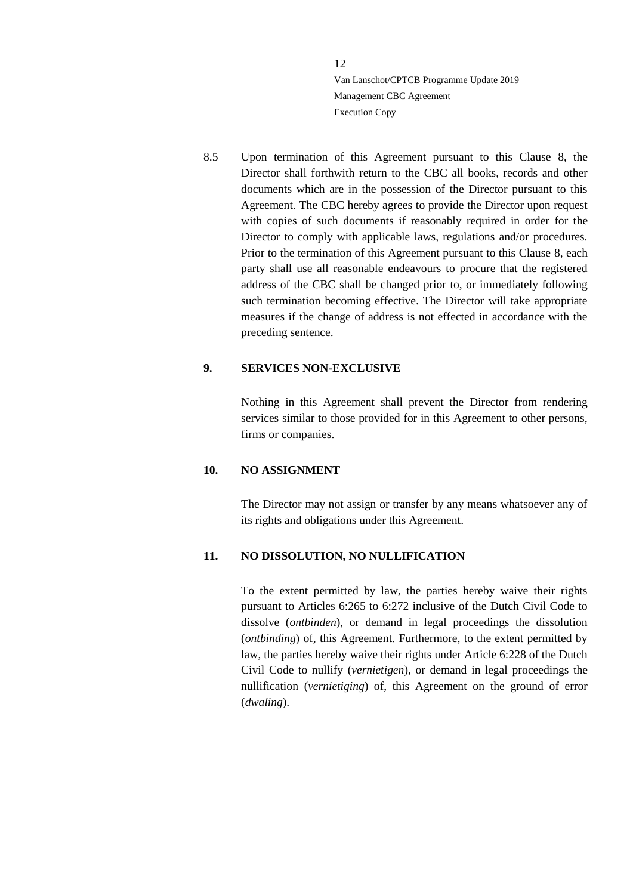8.5 Upon termination of this Agreement pursuant to this Clause 8, the Director shall forthwith return to the CBC all books, records and other documents which are in the possession of the Director pursuant to this Agreement. The CBC hereby agrees to provide the Director upon request with copies of such documents if reasonably required in order for the Director to comply with applicable laws, regulations and/or procedures. Prior to the termination of this Agreement pursuant to this Clause 8, each party shall use all reasonable endeavours to procure that the registered address of the CBC shall be changed prior to, or immediately following such termination becoming effective. The Director will take appropriate measures if the change of address is not effected in accordance with the preceding sentence.

## 9. SERVICES NON-EXCLUSIVE

Nothing in this Agreement shall prevent the Director from rendering services similar to those provided for in this Agreement to other persons, firms or companies.

## 10. NO ASSIGNMENT

The Director may not assign or transfer by any means whatsoever any of its rights and obligations under this Agreement.

## 11. NO DISSOLUTION, NO NULLIFICATION

To the extent permitted by law, the parties hereby waive their rights pursuant to Articles 6:265 to 6:272 inclusive of the Dutch Civil Code to dissolve (*ontbinden*), or demand in legal proceedings the dissolution (*ontbinding*) of, this Agreement. Furthermore, to the extent permitted by law, the parties hereby waive their rights under Article 6:228 of the Dutch Civil Code to nullify (*vernietigen*), or demand in legal proceedings the nullification (*vernietiging*) of, this Agreement on the ground of error (*dwaling*).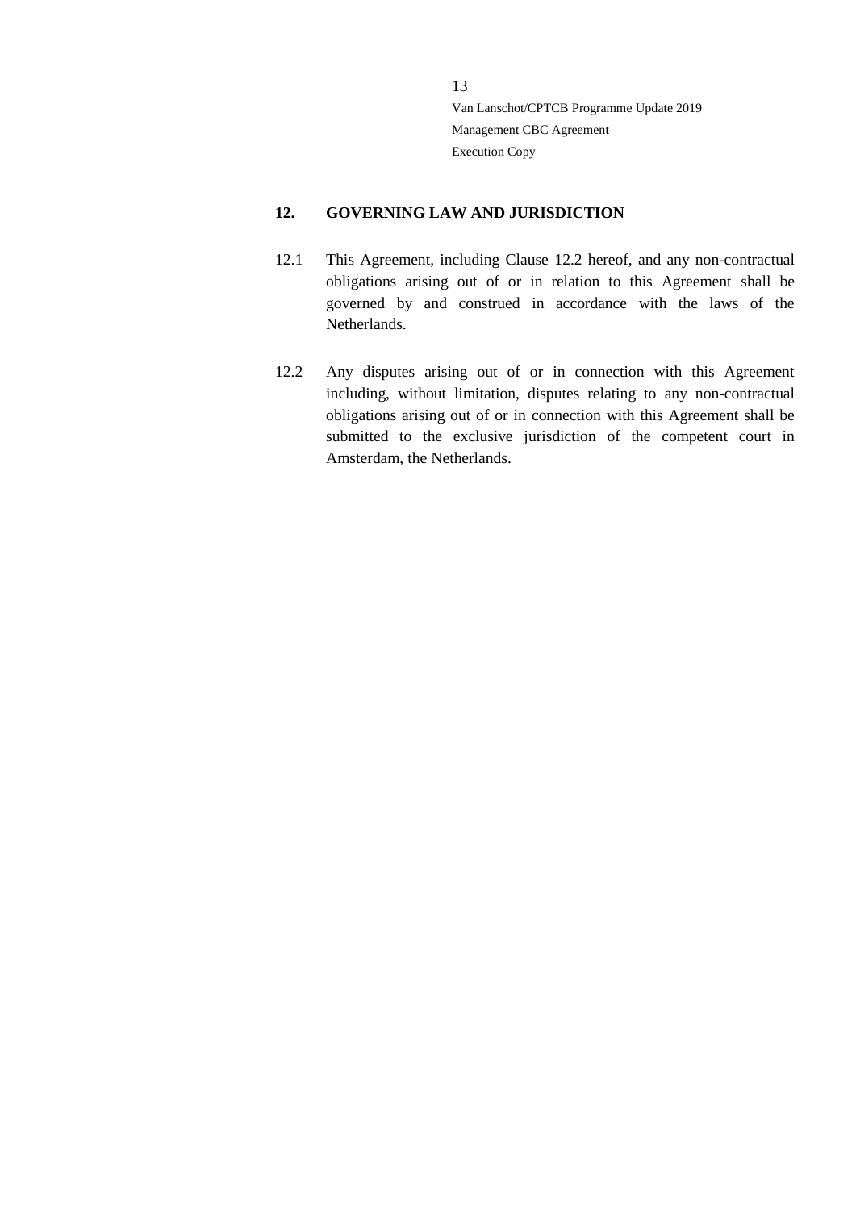## 12. GOVERNING LAW AND JURISDICTION

12.1 This Agreement, including Clause 12.2 hereof, and any non-contractual obligations arising out of or in relation to this Agreement shall be governed by and construed in accordance with the laws of the Netherlands.

12.2 Any disputes arising out of or in connection with this Agreement including, without limitation, disputes relating to any non-contractual obligations arising out of or in connection with this Agreement shall be submitted to the exclusive jurisdiction of the competent court in Amsterdam, the Netherlands.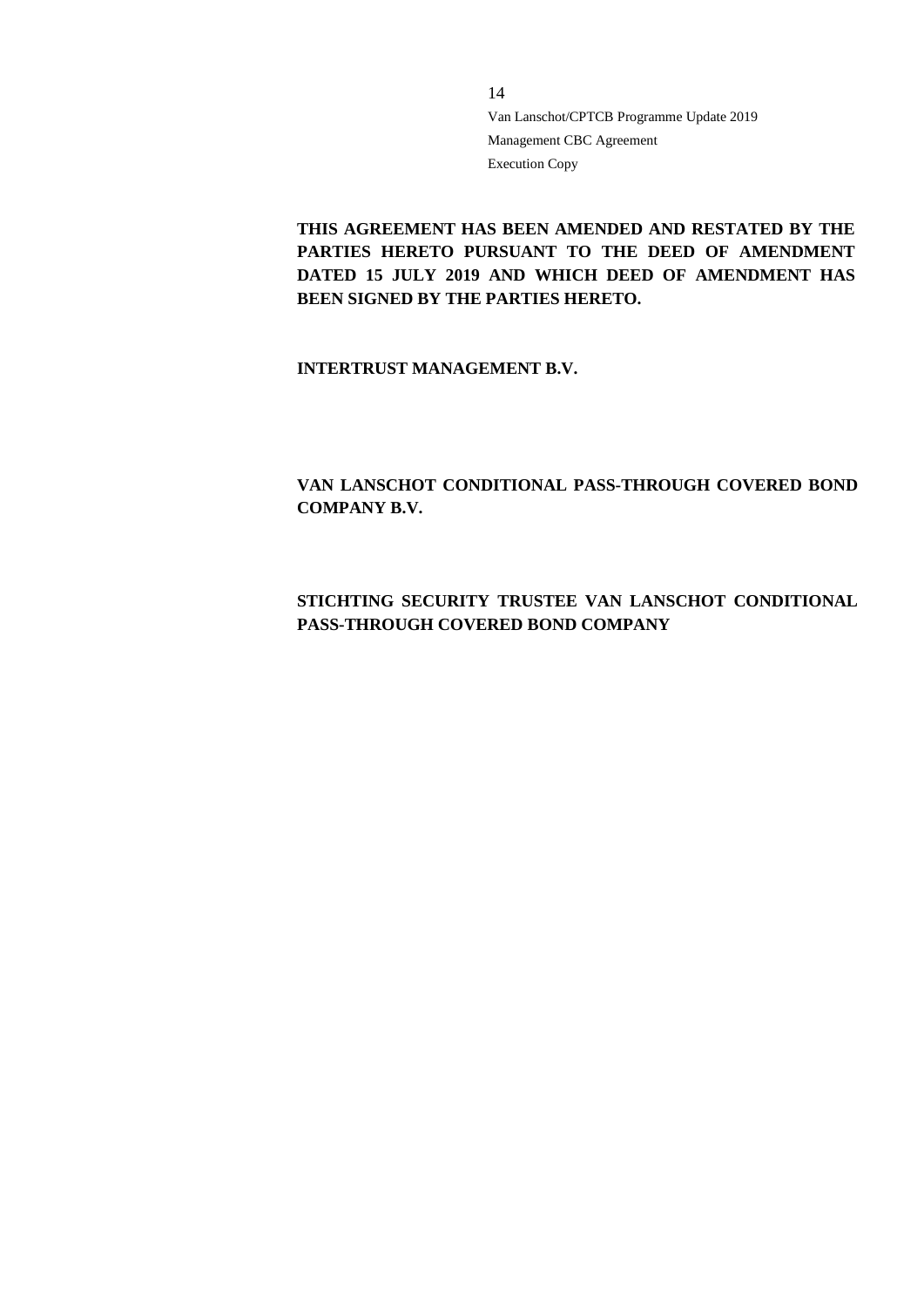**THIS AGREEMENT HAS BEEN AMENDED AND RESTATED BY THE PARTIES HERETO PURSUANT TO THE DEED OF AMENDMENT DATED 15 JULY 2019 AND WHICH DEED OF AMENDMENT HAS BEEN SIGNED BY THE PARTIES HERETO.**

**INTERTRUST MANAGEMENT B.V.**

**VAN LANSCHOT CONDITIONAL PASS-THROUGH COVERED BOND COMPANY B.V.**

**STICHTING SECURITY TRUSTEE VAN LANSCHOT CONDITIONAL PASS-THROUGH COVERED BOND COMPANY**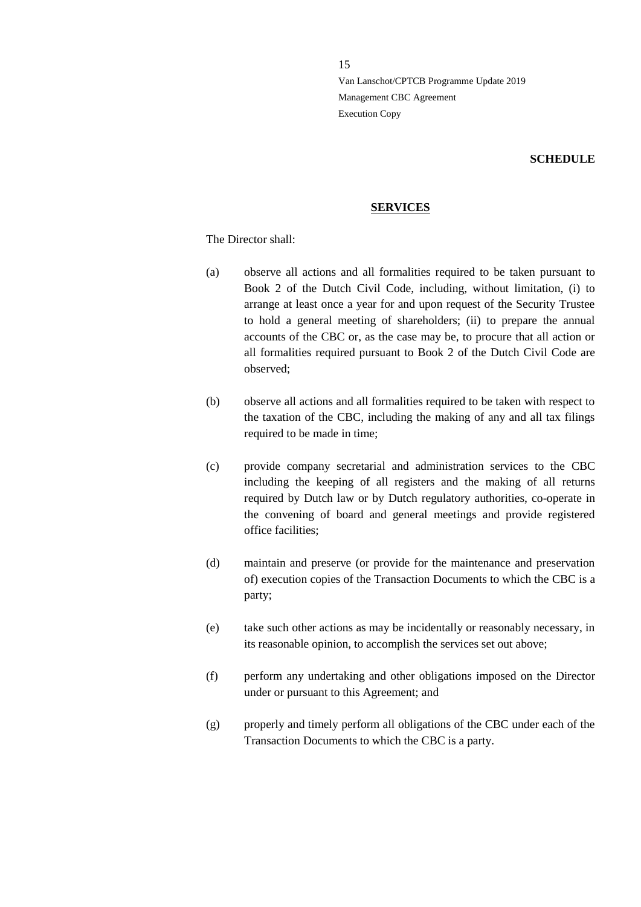**SCHEDULE**

**SERVICES**

The Director shall:

(a) observe all actions and all formalities required to be taken pursuant to Book 2 of the Dutch Civil Code, including, without limitation, (i) to arrange at least once a year for and upon request of the Security Trustee to hold a general meeting of shareholders; (ii) to prepare the annual accounts of the CBC or, as the case may be, to procure that all action or all formalities required pursuant to Book 2 of the Dutch Civil Code are observed;

(b) observe all actions and all formalities required to be taken with respect to the taxation of the CBC, including the making of any and all tax filings required to be made in time;

(c) provide company secretarial and administration services to the CBC including the keeping of all registers and the making of all returns required by Dutch law or by Dutch regulatory authorities, co-operate in the convening of board and general meetings and provide registered office facilities;

(d) maintain and preserve (or provide for the maintenance and preservation of) execution copies of the Transaction Documents to which the CBC is a party;

(e) take such other actions as may be incidentally or reasonably necessary, in its reasonable opinion, to accomplish the services set out above;

(f) perform any undertaking and other obligations imposed on the Director under or pursuant to this Agreement; and

(g) properly and timely perform all obligations of the CBC under each of the Transaction Documents to which the CBC is a party.